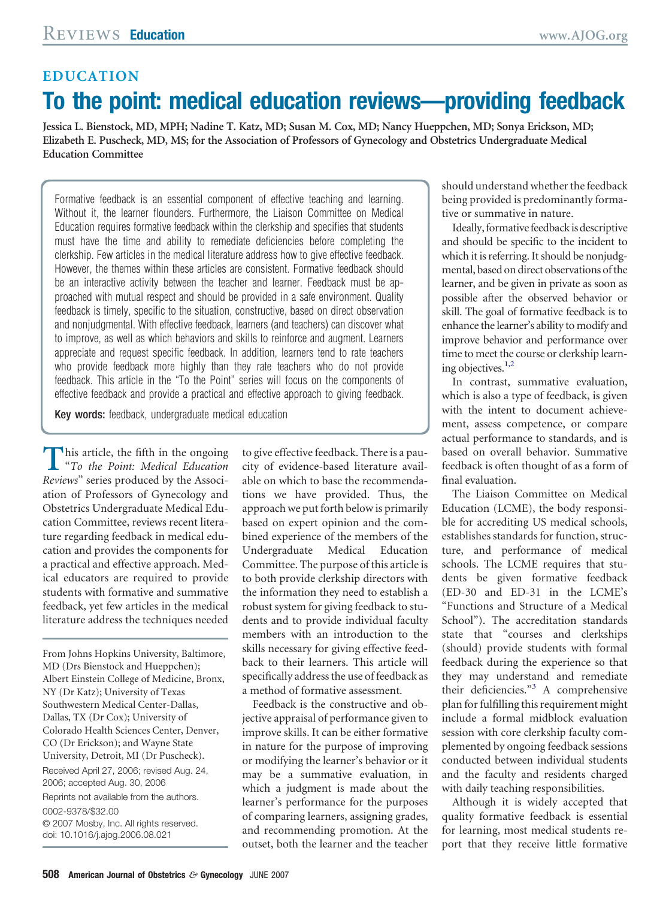EDUCATION

# To the point: medical education reviews—providing feedback

**Jessica L. Bienstock, MD, MPH; Nadine T. Katz, MD; Susan M. Cox, MD; Nancy Hueppchen, MD; Sonya Erickson, MD; Elizabeth E. Puscheck, MD, MS; for the Association of Professors of Gynecology and Obstetrics Undergraduate Medical Education Committee**

Formative feedback is an essential component of effective teaching and learning. Without it, the learner flounders. Furthermore, the Liaison Committee on Medical Education requires formative feedback within the clerkship and specifies that students must have the time and ability to remediate deficiencies before completing the clerkship. Few articles in the medical literature address how to give effective feedback. However, the themes within these articles are consistent. Formative feedback should be an interactive activity between the teacher and learner. Feedback must be approached with mutual respect and should be provided in a safe environment. Quality feedback is timely, specific to the situation, constructive, based on direct observation and nonjudgmental. With effective feedback, learners (and teachers) can discover what to improve, as well as which behaviors and skills to reinforce and augment. Learners appreciate and request specific feedback. In addition, learners tend to rate teachers who provide feedback more highly than they rate teachers who do not provide feedback. This article in the "To the Point" series will focus on the components of effective feedback and provide a practical and effective approach to giving feedback.

**Key words:** feedback, undergraduate medical education

This article, the fifth in the ongoing "*To the Point: Medical Education Reviews*" series produced by the Association of Professors of Gynecology and Obstetrics Undergraduate Medical Education Committee, reviews recent literature regarding feedback in medical education and provides the components for a practical and effective approach. Medical educators are required to provide students with formative and summative feedback, yet few articles in the medical literature address the techniques needed to give effective feedback. There is a paucity of evidence-based literature available on which to base the recommendations we have provided. Thus, the approach we put forth below is primarily based on expert opinion and the combined experience of the members of the Undergraduate Medical Education Committee. The purpose of this article is to both provide clerkship directors with the information they need to establish a robust system for giving feedback to students and to provide individual faculty members with an introduction to the skills necessary for giving effective feedback to their learners. This article will specifically address the use of feedback as a method of formative assessment.

Feedback is the constructive and objective appraisal of performance given to improve skills. It can be either formative in nature for the purpose of improving or modifying the learner's behavior or it may be a summative evaluation, in which a judgment is made about the learner's performance for the purposes of comparing learners, assigning grades, and recommending promotion. At the outset, both the learner and the teacher should understand whether the feedback being provided is predominantly formative or summative in nature.

Ideally, formative feedback is descriptive and should be specific to the incident to which it is referring. It should be nonjudgmental, based on direct observations of the learner, and be given in private as soon as possible after the observed behavior or skill. The goal of formative feedback is to enhance the learner's ability to modify and improve behavior and performance over time to meet the course or clerkship learning objectives.[1,2]

In contrast, summative evaluation, which is also a type of feedback, is given with the intent to document achievement, assess competence, or compare actual performance to standards, and is based on overall behavior. Summative feedback is often thought of as a form of final evaluation.

The Liaison Committee on Medical Education (LCME), the body responsible for accrediting US medical schools, establishes standards for function, structure, and performance of medical schools. The LCME requires that students be given formative feedback (ED-30 and ED-31 in the LCME's "Functions and Structure of a Medical School"). The accreditation standards state that "courses and clerkships (should) provide students with formal feedback during the experience so that they may understand and remediate their deficiencies."[3] A comprehensive plan for fulfilling this requirement might include a formal midblock evaluation session with core clerkship faculty complemented by ongoing feedback sessions conducted between individual students and the faculty and residents charged with daily teaching responsibilities.

Although it is widely accepted that quality formative feedback is essential for learning, most medical students report that they receive little formative

From Johns Hopkins University, Baltimore, MD (Drs Bienstock and Hueppchen); Albert Einstein College of Medicine, Bronx, NY (Dr Katz); University of Texas Southwestern Medical Center-Dallas, Dallas, TX (Dr Cox); University of Colorado Health Sciences Center, Denver, CO (Dr Erickson); and Wayne State University, Detroit, MI (Dr Puscheck).

Received April 27, 2006; revised Aug. 24, 2006; accepted Aug. 30, 2006

Reprints not available from the authors.

0002-9378/$32.00

© 2007 Mosby, Inc. All rights reserved.

doi: 10.1016/j.ajog.2006.08.021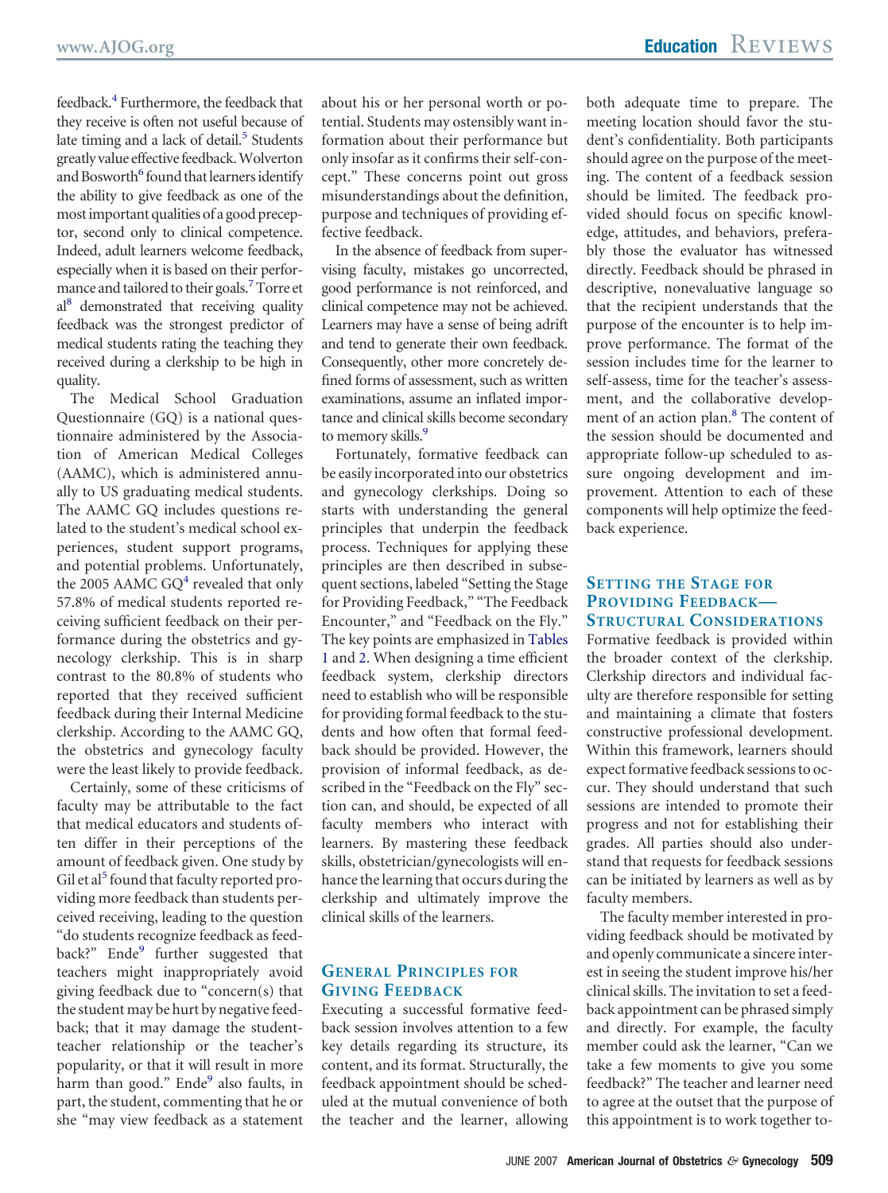feedback.[4] Furthermore, the feedback that they receive is often not useful because of late timing and a lack of detail.[5] Students greatly value effective feedback. Wolverton and Bosworth[6] found that learners identify the ability to give feedback as one of the most important qualities of a good preceptor, second only to clinical competence. Indeed, adult learners welcome feedback, especially when it is based on their performance and tailored to their goals.[7] Torre et al[8] demonstrated that receiving quality feedback was the strongest predictor of medical students rating the teaching they received during a clerkship to be high in quality.

The Medical School Graduation Questionnaire (GQ) is a national questionnaire administered by the Association of American Medical Colleges (AAMC), which is administered annually to US graduating medical students. The AAMC GQ includes questions related to the student's medical school experiences, student support programs, and potential problems. Unfortunately, the 2005 AAMC GQ[4] revealed that only 57.8% of medical students reported receiving sufficient feedback on their performance during the obstetrics and gynecology clerkship. This is in sharp contrast to the 80.8% of students who reported that they received sufficient feedback during their Internal Medicine clerkship. According to the AAMC GQ, the obstetrics and gynecology faculty were the least likely to provide feedback.

Certainly, some of these criticisms of faculty may be attributable to the fact that medical educators and students often differ in their perceptions of the amount of feedback given. One study by Gil et al[5] found that faculty reported providing more feedback than students perceived receiving, leading to the question "do students recognize feedback as feedback?" Ende[9] further suggested that teachers might inappropriately avoid giving feedback due to "concern(s) that the student may be hurt by negative feedback; that it may damage the student-teacher relationship or the teacher's popularity, or that it will result in more harm than good." Ende[9] also faults, in part, the student, commenting that he or she "may view feedback as a statement about his or her personal worth or potential. Students may ostensibly want information about their performance but only insofar as it confirms their self-concept." These concerns point out gross misunderstandings about the definition, purpose and techniques of providing effective feedback.

In the absence of feedback from supervising faculty, mistakes go uncorrected, good performance is not reinforced, and clinical competence may not be achieved. Learners may have a sense of being adrift and tend to generate their own feedback. Consequently, other more concretely defined forms of assessment, such as written examinations, assume an inflated importance and clinical skills become secondary to memory skills.[9]

Fortunately, formative feedback can be easily incorporated into our obstetrics and gynecology clerkships. Doing so starts with understanding the general principles that underpin the feedback process. Techniques for applying these principles are then described in subsequent sections, labeled "Setting the Stage for Providing Feedback," "The Feedback Encounter," and "Feedback on the Fly." The key points are emphasized in Tables 1 and 2. When designing a time efficient feedback system, clerkship directors need to establish who will be responsible for providing formal feedback to the students and how often that formal feedback should be provided. However, the provision of informal feedback, as described in the "Feedback on the Fly" section can, and should, be expected of all faculty members who interact with learners. By mastering these feedback skills, obstetrician/gynecologists will enhance the learning that occurs during the clerkship and ultimately improve the clinical skills of the learners.

## General Principles for Giving Feedback

Executing a successful formative feedback session involves attention to a few key details regarding its structure, its content, and its format. Structurally, the feedback appointment should be scheduled at the mutual convenience of both the teacher and the learner, allowing both adequate time to prepare. The meeting location should favor the student's confidentiality. Both participants should agree on the purpose of the meeting. The content of a feedback session should be limited. The feedback provided should focus on specific knowledge, attitudes, and behaviors, preferably those the evaluator has witnessed directly. Feedback should be phrased in descriptive, nonevaluative language so that the recipient understands that the purpose of the encounter is to help improve performance. The format of the session includes time for the learner to self-assess, time for the teacher's assessment, and the collaborative development of an action plan.[8] The content of the session should be documented and appropriate follow-up scheduled to assure ongoing development and improvement. Attention to each of these components will help optimize the feedback experience.

## Setting the Stage for Providing Feedback—Structural Considerations

Formative feedback is provided within the broader context of the clerkship. Clerkship directors and individual faculty are therefore responsible for setting and maintaining a climate that fosters constructive professional development. Within this framework, learners should expect formative feedback sessions to occur. They should understand that such sessions are intended to promote their progress and not for establishing their grades. All parties should also understand that requests for feedback sessions can be initiated by learners as well as by faculty members.

The faculty member interested in providing feedback should be motivated by and openly communicate a sincere interest in seeing the student improve his/her clinical skills. The invitation to set a feedback appointment can be phrased simply and directly. For example, the faculty member could ask the learner, "Can we take a few moments to give you some feedback?" The teacher and learner need to agree at the outset that the purpose of this appointment is to work together to-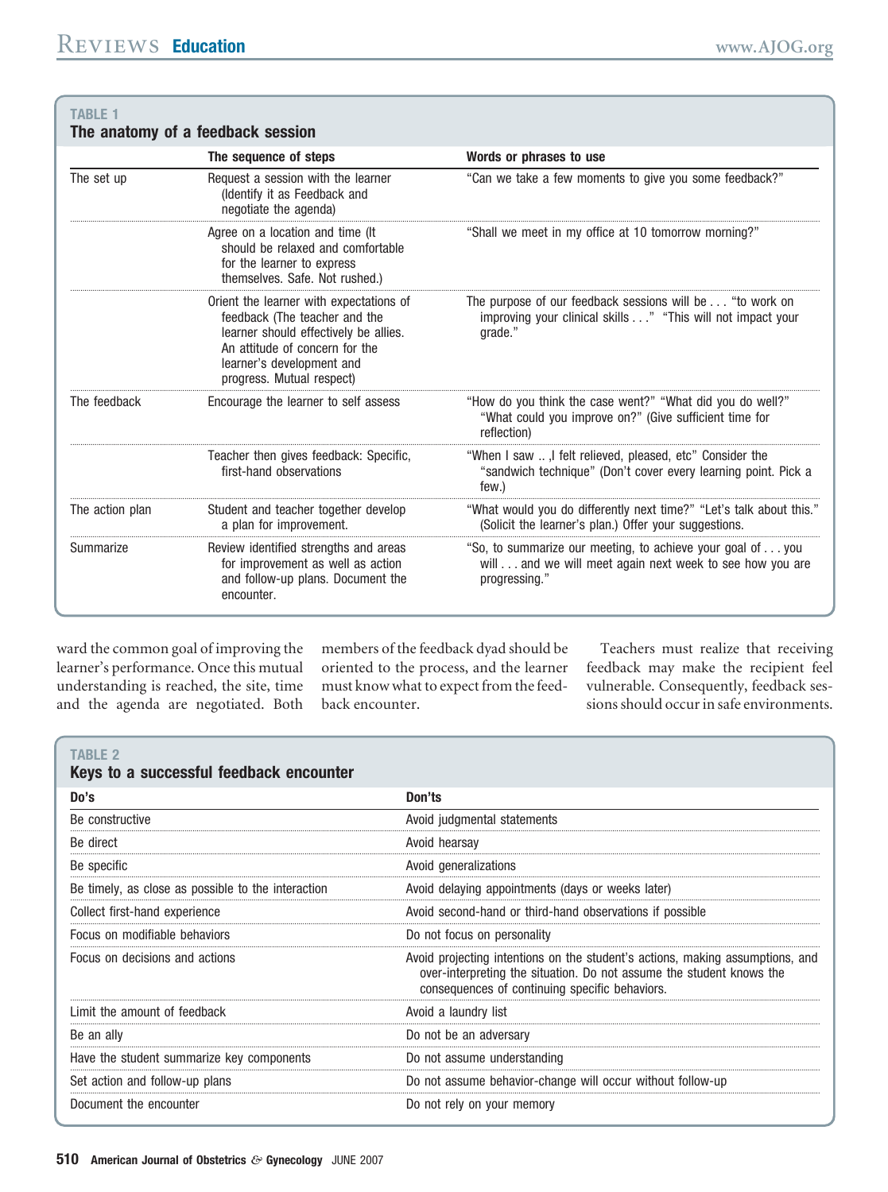**TABLE 1**
**The anatomy of a feedback session**

| | The sequence of steps | Words or phrases to use |
|---|---|---|
| The set up | Request a session with the learner (Identify it as Feedback and negotiate the agenda) | "Can we take a few moments to give you some feedback?" |
| | Agree on a location and time (It should be relaxed and comfortable for the learner to express themselves. Safe. Not rushed.) | "Shall we meet in my office at 10 tomorrow morning?" |
| | Orient the learner with expectations of feedback (The teacher and the learner should effectively be allies. An attitude of concern for the learner's development and progress. Mutual respect) | The purpose of our feedback sessions will be . . . "to work on improving your clinical skills . . ." "This will not impact your grade." |
| The feedback | Encourage the learner to self assess | "How do you think the case went?" "What did you do well?" "What could you improve on?" (Give sufficient time for reflection) |
| | Teacher then gives feedback: Specific, first-hand observations | "When I saw .. ,I felt relieved, pleased, etc" Consider the "sandwich technique" (Don't cover every learning point. Pick a few.) |
| The action plan | Student and teacher together develop a plan for improvement. | "What would you do differently next time?" "Let's talk about this." (Solicit the learner's plan.) Offer your suggestions. |
| Summarize | Review identified strengths and areas for improvement as well as action and follow-up plans. Document the encounter. | "So, to summarize our meeting, to achieve your goal of . . . you will . . . and we will meet again next week to see how you are progressing." |

ward the common goal of improving the learner's performance. Once this mutual understanding is reached, the site, time and the agenda are negotiated. Both members of the feedback dyad should be oriented to the process, and the learner must know what to expect from the feedback encounter.

Teachers must realize that receiving feedback may make the recipient feel vulnerable. Consequently, feedback sessions should occur in safe environments.

**TABLE 2**
**Keys to a successful feedback encounter**

| Do's | Don'ts |
|---|---|
| Be constructive | Avoid judgmental statements |
| Be direct | Avoid hearsay |
| Be specific | Avoid generalizations |
| Be timely, as close as possible to the interaction | Avoid delaying appointments (days or weeks later) |
| Collect first-hand experience | Avoid second-hand or third-hand observations if possible |
| Focus on modifiable behaviors | Do not focus on personality |
| Focus on decisions and actions | Avoid projecting intentions on the student's actions, making assumptions, and over-interpreting the situation. Do not assume the student knows the consequences of continuing specific behaviors. |
| Limit the amount of feedback | Avoid a laundry list |
| Be an ally | Do not be an adversary |
| Have the student summarize key components | Do not assume understanding |
| Set action and follow-up plans | Do not assume behavior-change will occur without follow-up |
| Document the encounter | Do not rely on your memory |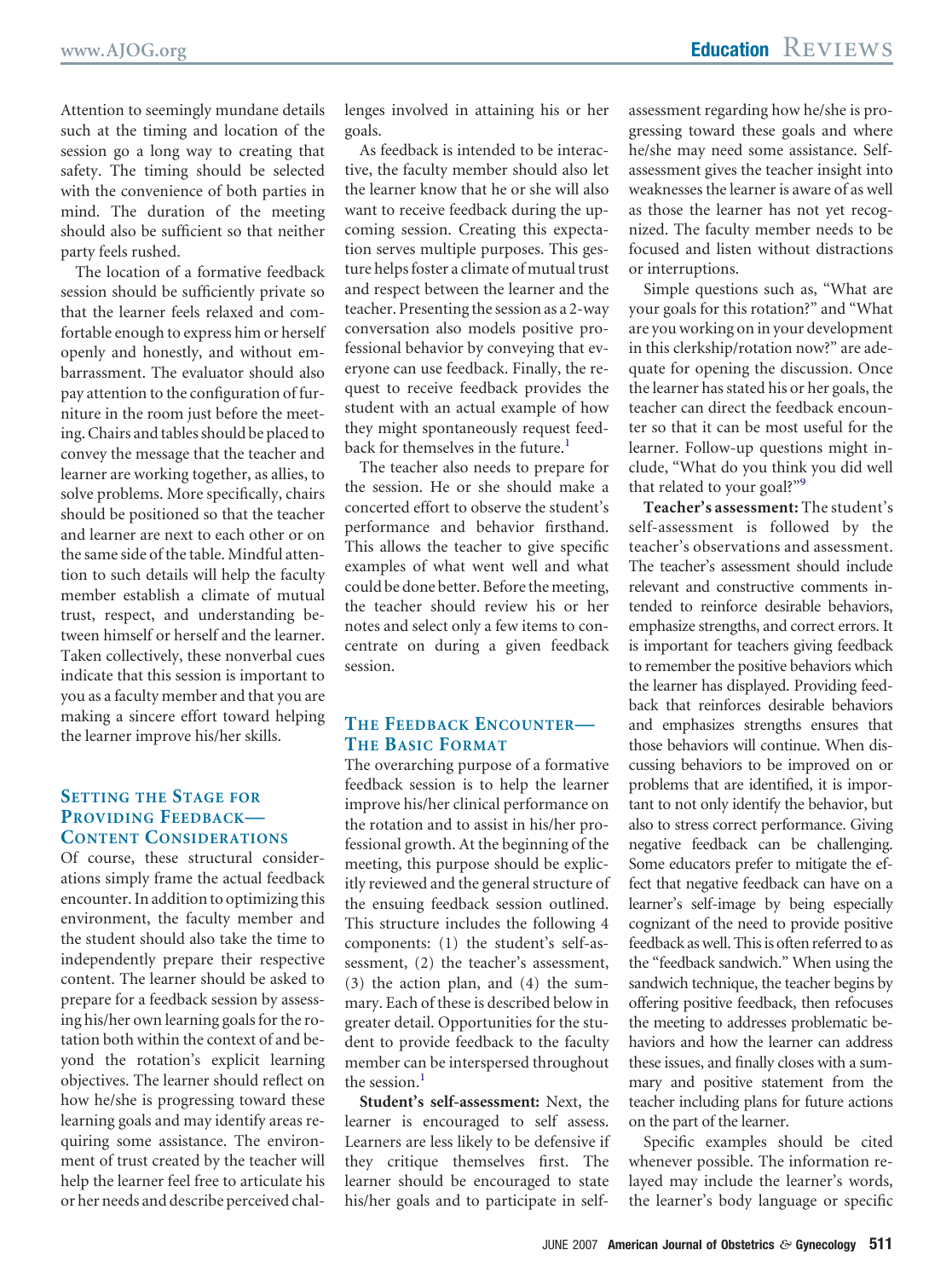Attention to seemingly mundane details such at the timing and location of the session go a long way to creating that safety. The timing should be selected with the convenience of both parties in mind. The duration of the meeting should also be sufficient so that neither party feels rushed.

The location of a formative feedback session should be sufficiently private so that the learner feels relaxed and comfortable enough to express him or herself openly and honestly, and without embarrassment. The evaluator should also pay attention to the configuration of furniture in the room just before the meeting. Chairs and tables should be placed to convey the message that the teacher and learner are working together, as allies, to solve problems. More specifically, chairs should be positioned so that the teacher and learner are next to each other or on the same side of the table. Mindful attention to such details will help the faculty member establish a climate of mutual trust, respect, and understanding between himself or herself and the learner. Taken collectively, these nonverbal cues indicate that this session is important to you as a faculty member and that you are making a sincere effort toward helping the learner improve his/her skills.

## Setting the Stage for Providing Feedback—Content Considerations

Of course, these structural considerations simply frame the actual feedback encounter. In addition to optimizing this environment, the faculty member and the student should also take the time to independently prepare their respective content. The learner should be asked to prepare for a feedback session by assessing his/her own learning goals for the rotation both within the context of and beyond the rotation's explicit learning objectives. The learner should reflect on how he/she is progressing toward these learning goals and may identify areas requiring some assistance. The environment of trust created by the teacher will help the learner feel free to articulate his or her needs and describe perceived challenges involved in attaining his or her goals.

As feedback is intended to be interactive, the faculty member should also let the learner know that he or she will also want to receive feedback during the upcoming session. Creating this expectation serves multiple purposes. This gesture helps foster a climate of mutual trust and respect between the learner and the teacher. Presenting the session as a 2-way conversation also models positive professional behavior by conveying that everyone can use feedback. Finally, the request to receive feedback provides the student with an actual example of how they might spontaneously request feedback for themselves in the future.[1]

The teacher also needs to prepare for the session. He or she should make a concerted effort to observe the student's performance and behavior firsthand. This allows the teacher to give specific examples of what went well and what could be done better. Before the meeting, the teacher should review his or her notes and select only a few items to concentrate on during a given feedback session.

## The Feedback Encounter—The Basic Format

The overarching purpose of a formative feedback session is to help the learner improve his/her clinical performance on the rotation and to assist in his/her professional growth. At the beginning of the meeting, this purpose should be explicitly reviewed and the general structure of the ensuing feedback session outlined. This structure includes the following 4 components: (1) the student's self-assessment, (2) the teacher's assessment, (3) the action plan, and (4) the summary. Each of these is described below in greater detail. Opportunities for the student to provide feedback to the faculty member can be interspersed throughout the session.[1]

**Student's self-assessment:** Next, the learner is encouraged to self assess. Learners are less likely to be defensive if they critique themselves first. The learner should be encouraged to state his/her goals and to participate in self-assessment regarding how he/she is progressing toward these goals and where he/she may need some assistance. Self-assessment gives the teacher insight into weaknesses the learner is aware of as well as those the learner has not yet recognized. The faculty member needs to be focused and listen without distractions or interruptions.

Simple questions such as, "What are your goals for this rotation?" and "What are you working on in your development in this clerkship/rotation now?" are adequate for opening the discussion. Once the learner has stated his or her goals, the teacher can direct the feedback encounter so that it can be most useful for the learner. Follow-up questions might include, "What do you think you did well that related to your goal?"[9]

**Teacher's assessment:** The student's self-assessment is followed by the teacher's observations and assessment. The teacher's assessment should include relevant and constructive comments intended to reinforce desirable behaviors, emphasize strengths, and correct errors. It is important for teachers giving feedback to remember the positive behaviors which the learner has displayed. Providing feedback that reinforces desirable behaviors and emphasizes strengths ensures that those behaviors will continue. When discussing behaviors to be improved on or problems that are identified, it is important to not only identify the behavior, but also to stress correct performance. Giving negative feedback can be challenging. Some educators prefer to mitigate the effect that negative feedback can have on a learner's self-image by being especially cognizant of the need to provide positive feedback as well. This is often referred to as the "feedback sandwich." When using the sandwich technique, the teacher begins by offering positive feedback, then refocuses the meeting to addresses problematic behaviors and how the learner can address these issues, and finally closes with a summary and positive statement from the teacher including plans for future actions on the part of the learner.

Specific examples should be cited whenever possible. The information relayed may include the learner's words, the learner's body language or specific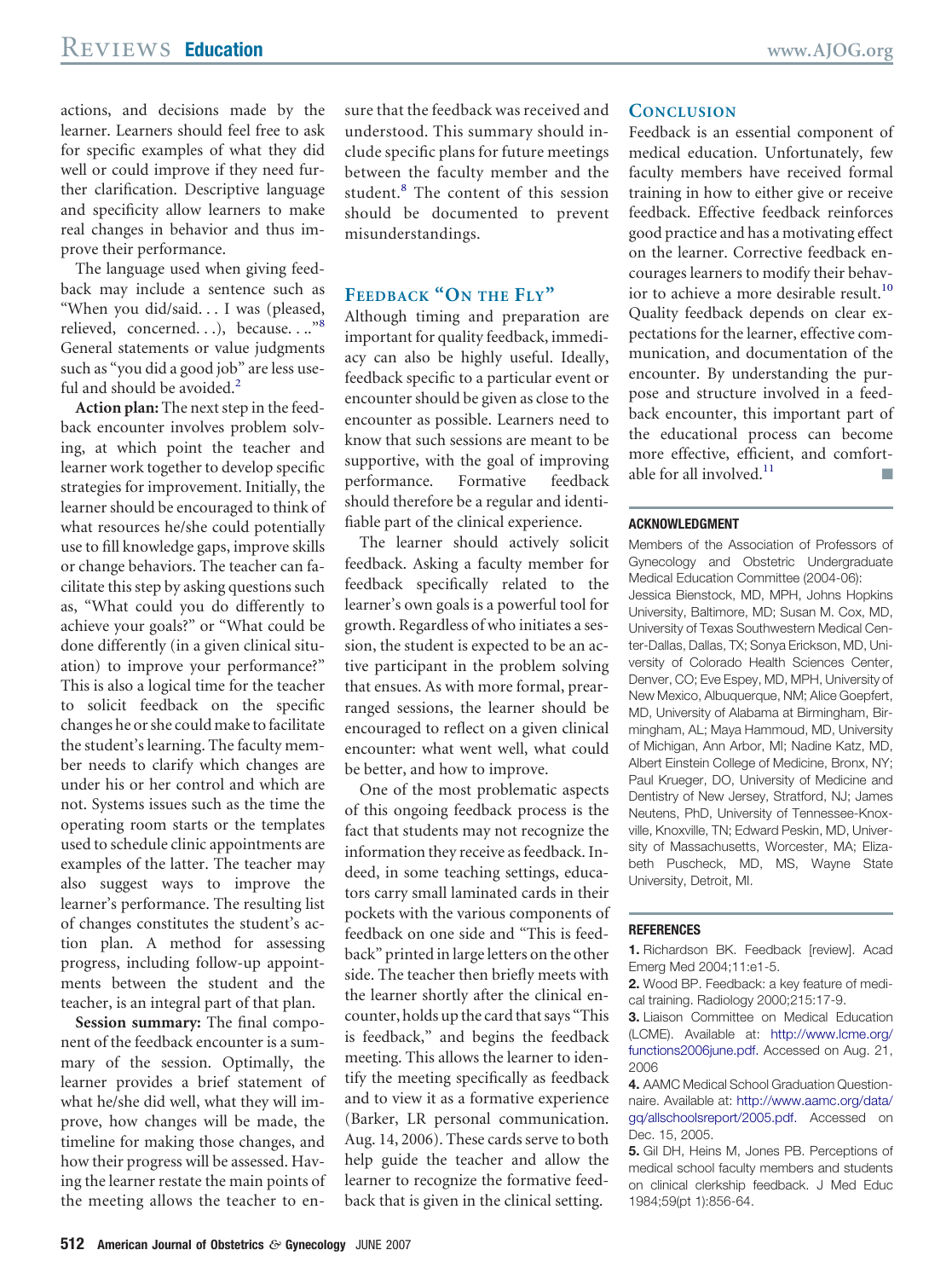actions, and decisions made by the learner. Learners should feel free to ask for specific examples of what they did well or could improve if they need further clarification. Descriptive language and specificity allow learners to make real changes in behavior and thus improve their performance.

The language used when giving feedback may include a sentence such as "When you did/said. . . I was (pleased, relieved, concerned. . .), because. . .."[8] General statements or value judgments such as "you did a good job" are less useful and should be avoided.[2]

**Action plan:** The next step in the feedback encounter involves problem solving, at which point the teacher and learner work together to develop specific strategies for improvement. Initially, the learner should be encouraged to think of what resources he/she could potentially use to fill knowledge gaps, improve skills or change behaviors. The teacher can facilitate this step by asking questions such as, "What could you do differently to achieve your goals?" or "What could be done differently (in a given clinical situation) to improve your performance?" This is also a logical time for the teacher to solicit feedback on the specific changes he or she could make to facilitate the student's learning. The faculty member needs to clarify which changes are under his or her control and which are not. Systems issues such as the time the operating room starts or the templates used to schedule clinic appointments are examples of the latter. The teacher may also suggest ways to improve the learner's performance. The resulting list of changes constitutes the student's action plan. A method for assessing progress, including follow-up appointments between the student and the teacher, is an integral part of that plan.

**Session summary:** The final component of the feedback encounter is a summary of the session. Optimally, the learner provides a brief statement of what he/she did well, what they will improve, how changes will be made, the timeline for making those changes, and how their progress will be assessed. Having the learner restate the main points of the meeting allows the teacher to ensure that the feedback was received and understood. This summary should include specific plans for future meetings between the faculty member and the student.[8] The content of this session should be documented to prevent misunderstandings.

## Feedback "On the Fly"

Although timing and preparation are important for quality feedback, immediacy can also be highly useful. Ideally, feedback specific to a particular event or encounter should be given as close to the encounter as possible. Learners need to know that such sessions are meant to be supportive, with the goal of improving performance. Formative feedback should therefore be a regular and identifiable part of the clinical experience.

The learner should actively solicit feedback. Asking a faculty member for feedback specifically related to the learner's own goals is a powerful tool for growth. Regardless of who initiates a session, the student is expected to be an active participant in the problem solving that ensues. As with more formal, prearranged sessions, the learner should be encouraged to reflect on a given clinical encounter: what went well, what could be better, and how to improve.

One of the most problematic aspects of this ongoing feedback process is the fact that students may not recognize the information they receive as feedback. Indeed, in some teaching settings, educators carry small laminated cards in their pockets with the various components of feedback on one side and "This is feedback" printed in large letters on the other side. The teacher then briefly meets with the learner shortly after the clinical encounter, holds up the card that says "This is feedback," and begins the feedback meeting. This allows the learner to identify the meeting specifically as feedback and to view it as a formative experience (Barker, LR personal communication. Aug. 14, 2006). These cards serve to both help guide the teacher and allow the learner to recognize the formative feedback that is given in the clinical setting.

## Conclusion

Feedback is an essential component of medical education. Unfortunately, few faculty members have received formal training in how to either give or receive feedback. Effective feedback reinforces good practice and has a motivating effect on the learner. Corrective feedback encourages learners to modify their behavior to achieve a more desirable result.[10] Quality feedback depends on clear expectations for the learner, effective communication, and documentation of the encounter. By understanding the purpose and structure involved in a feedback encounter, this important part of the educational process can become more effective, efficient, and comfortable for all involved.[11] ■

### ACKNOWLEDGMENT

Members of the Association of Professors of Gynecology and Obstetric Undergraduate Medical Education Committee (2004-06): Jessica Bienstock, MD, MPH, Johns Hopkins University, Baltimore, MD; Susan M. Cox, MD, University of Texas Southwestern Medical Center-Dallas, Dallas, TX; Sonya Erickson, MD, University of Colorado Health Sciences Center, Denver, CO; Eve Espey, MD, MPH, University of New Mexico, Albuquerque, NM; Alice Goepfert, MD, University of Alabama at Birmingham, Birmingham, AL; Maya Hammoud, MD, University of Michigan, Ann Arbor, MI; Nadine Katz, MD, Albert Einstein College of Medicine, Bronx, NY; Paul Krueger, DO, University of Medicine and Dentistry of New Jersey, Stratford, NJ; James Neutens, PhD, University of Tennessee-Knoxville, Knoxville, TN; Edward Peskin, MD, University of Massachusetts, Worcester, MA; Elizabeth Puscheck, MD, MS, Wayne State University, Detroit, MI.

### REFERENCES

1. Richardson BK. Feedback [review]. Acad Emerg Med 2004;11:e1-5.
2. Wood BP. Feedback: a key feature of medical training. Radiology 2000;215:17-9.
3. Liaison Committee on Medical Education (LCME). Available at: http://www.lcme.org/functions2006june.pdf. Accessed on Aug. 21, 2006
4. AAMC Medical School Graduation Questionnaire. Available at: http://www.aamc.org/data/gq/allschoolsreport/2005.pdf. Accessed on Dec. 15, 2005.
5. Gil DH, Heins M, Jones PB. Perceptions of medical school faculty members and students on clinical clerkship feedback. J Med Educ 1984;59(pt 1):856-64.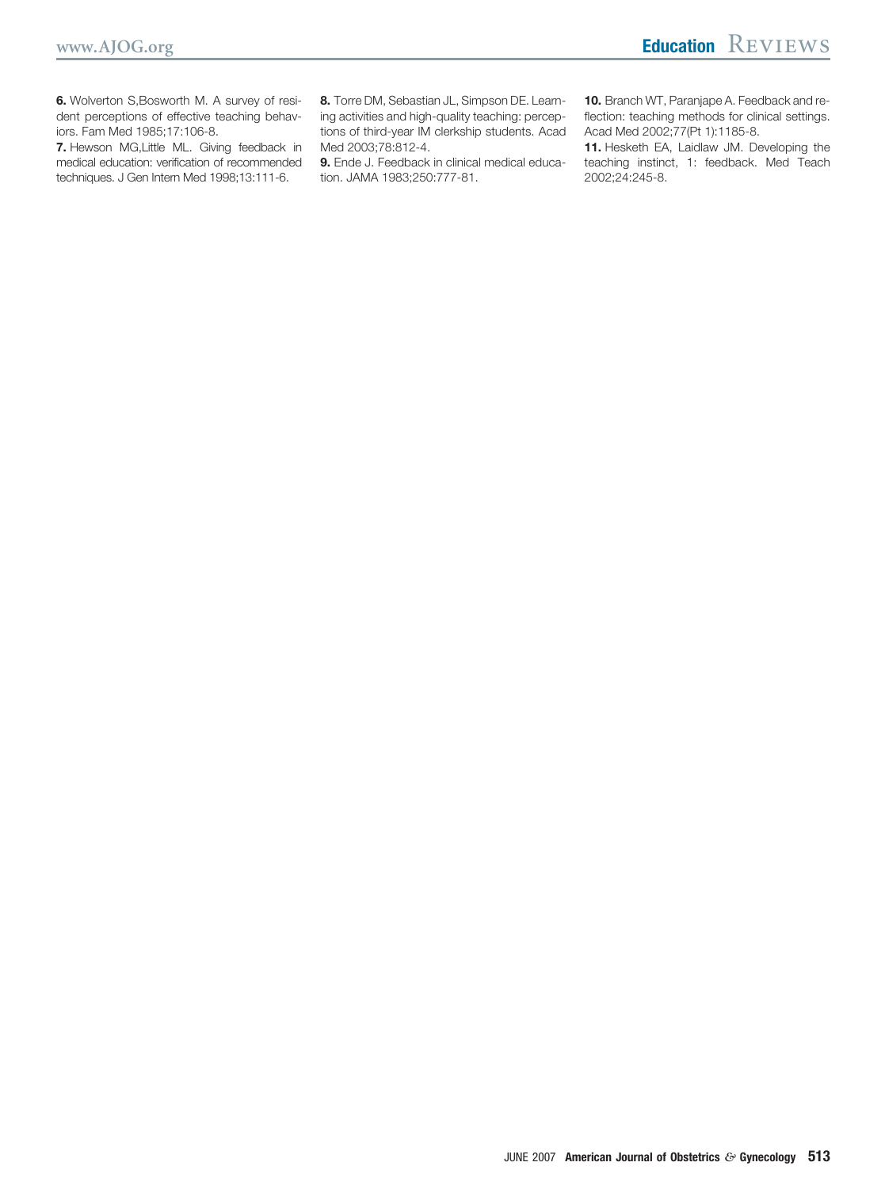6. Wolverton S,Bosworth M. A survey of resident perceptions of effective teaching behaviors. Fam Med 1985;17:106-8.

7. Hewson MG,Little ML. Giving feedback in medical education: verification of recommended techniques. J Gen Intern Med 1998;13:111-6.

8. Torre DM, Sebastian JL, Simpson DE. Learning activities and high-quality teaching: perceptions of third-year IM clerkship students. Acad Med 2003;78:812-4.

9. Ende J. Feedback in clinical medical education. JAMA 1983;250:777-81.

10. Branch WT, Paranjape A. Feedback and reflection: teaching methods for clinical settings. Acad Med 2002;77(Pt 1):1185-8.

11. Hesketh EA, Laidlaw JM. Developing the teaching instinct, 1: feedback. Med Teach 2002;24:245-8.